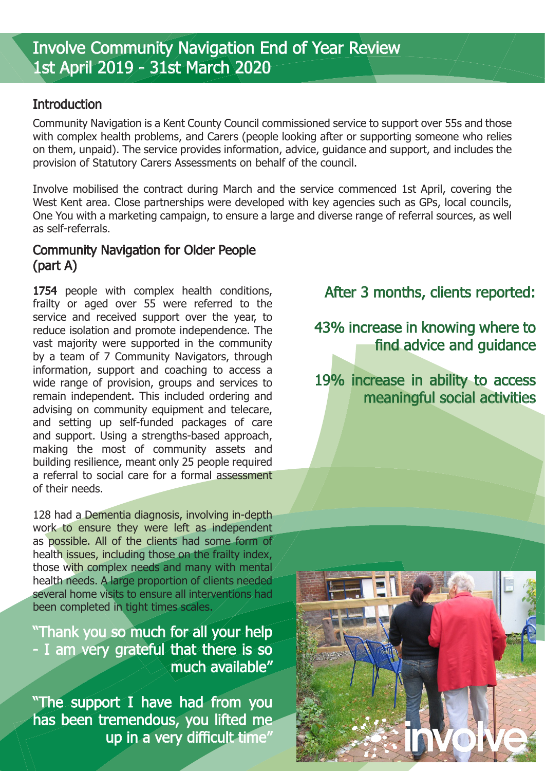# Involve Community Navigation End of Year Review
# 1st April 2019 - 31st March 2020

## Introduction

Community Navigation is a Kent County Council commissioned service to support over 55s and those with complex health problems, and Carers (people looking after or supporting someone who relies on them, unpaid). The service provides information, advice, guidance and support, and includes the provision of Statutory Carers Assessments on behalf of the council.

Involve mobilised the contract during March and the service commenced 1st April, covering the West Kent area. Close partnerships were developed with key agencies such as GPs, local councils, One You with a marketing campaign, to ensure a large and diverse range of referral sources, as well as self-referrals.

## Community Navigation for Older People (part A)

**1754** people with complex health conditions, frailty or aged over 55 were referred to the service and received support over the year, to reduce isolation and promote independence. The vast majority were supported in the community by a team of 7 Community Navigators, through information, support and coaching to access a wide range of provision, groups and services to remain independent. This included ordering and advising on community equipment and telecare, and setting up self-funded packages of care and support. Using a strengths-based approach, making the most of community assets and building resilience, meant only 25 people required a referral to social care for a formal assessment of their needs.

128 had a Dementia diagnosis, involving in-depth work to ensure they were left as independent as possible. All of the clients had some form of health issues, including those on the frailty index, those with complex needs and many with mental health needs. A large proportion of clients needed several home visits to ensure all interventions had been completed in tight times scales.

"Thank you so much for all your help - I am very grateful that there is so much available"

"The support I have had from you has been tremendous, you lifted me up in a very difficult time"

After 3 months, clients reported:

43% increase in knowing where to find advice and guidance

19% increase in ability to access meaningful social activities

involve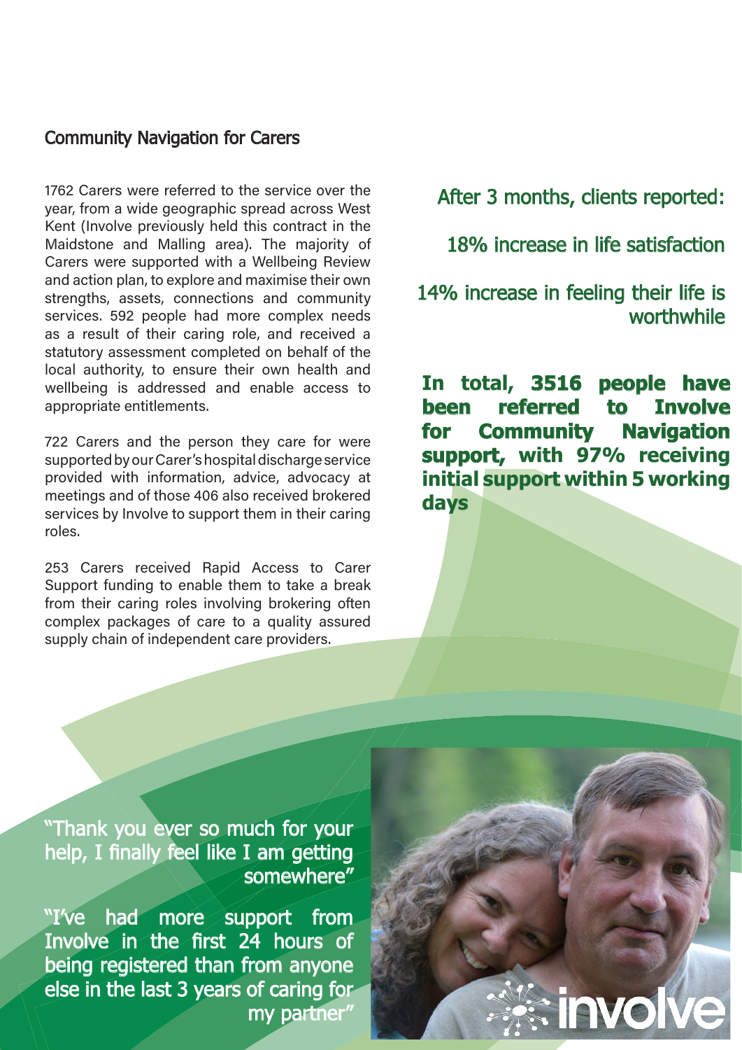## Community Navigation for Carers

1762 Carers were referred to the service over the year, from a wide geographic spread across West Kent (Involve previously held this contract in the Maidstone and Malling area). The majority of Carers were supported with a Wellbeing Review and action plan, to explore and maximise their own strengths, assets, connections and community services. 592 people had more complex needs as a result of their caring role, and received a statutory assessment completed on behalf of the local authority, to ensure their own health and wellbeing is addressed and enable access to appropriate entitlements.

722 Carers and the person they care for were supported by our Carer's hospital discharge service provided with information, advice, advocacy at meetings and of those 406 also received brokered services by Involve to support them in their caring roles.

253 Carers received Rapid Access to Carer Support funding to enable them to take a break from their caring roles involving brokering often complex packages of care to a quality assured supply chain of independent care providers.

After 3 months, clients reported:

18% increase in life satisfaction

14% increase in feeling their life is worthwhile

**In total, 3516 people have been referred to Involve for Community Navigation support, with 97% receiving initial support within 5 working days**

"Thank you ever so much for your help, I finally feel like I am getting somewhere"

"I've had more support from Involve in the first 24 hours of being registered than from anyone else in the last 3 years of caring for my partner"

involve